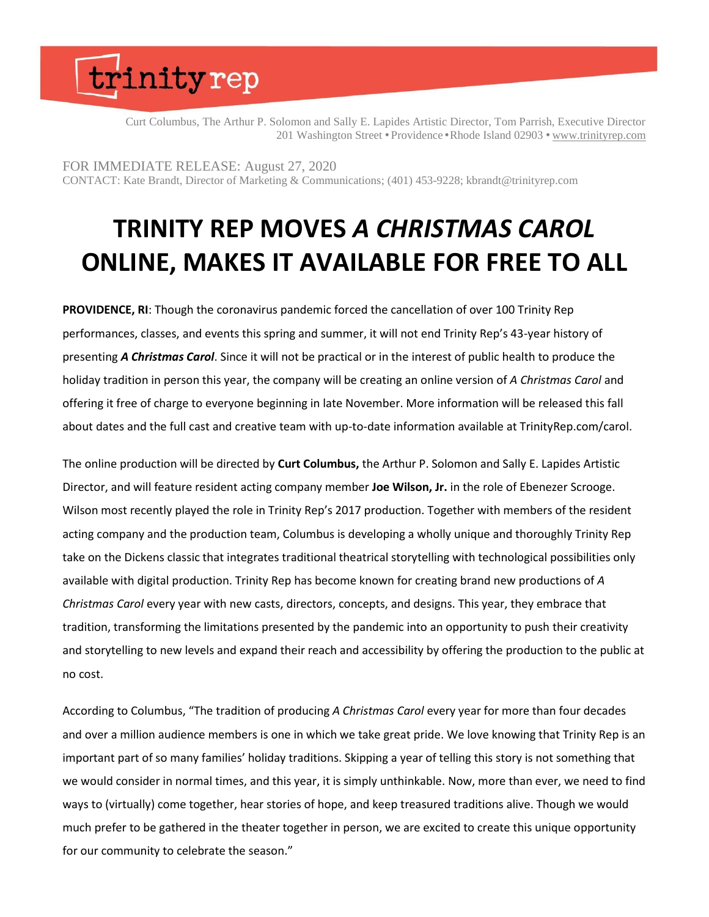trinity rep

Curt Columbus, The Arthur P. Solomon and Sally E. Lapides Artistic Director, Tom Parrish, Executive Director
201 Washington Street • Providence • Rhode Island 02903 • www.trinityrep.com

FOR IMMEDIATE RELEASE: August 27, 2020
CONTACT: Kate Brandt, Director of Marketing & Communications; (401) 453-9228; kbrandt@trinityrep.com

# TRINITY REP MOVES *A CHRISTMAS CAROL* ONLINE, MAKES IT AVAILABLE FOR FREE TO ALL

**PROVIDENCE, RI**: Though the coronavirus pandemic forced the cancellation of over 100 Trinity Rep performances, classes, and events this spring and summer, it will not end Trinity Rep's 43-year history of presenting ***A Christmas Carol***. Since it will not be practical or in the interest of public health to produce the holiday tradition in person this year, the company will be creating an online version of *A Christmas Carol* and offering it free of charge to everyone beginning in late November. More information will be released this fall about dates and the full cast and creative team with up-to-date information available at TrinityRep.com/carol.

The online production will be directed by **Curt Columbus,** the Arthur P. Solomon and Sally E. Lapides Artistic Director, and will feature resident acting company member **Joe Wilson, Jr.** in the role of Ebenezer Scrooge. Wilson most recently played the role in Trinity Rep's 2017 production. Together with members of the resident acting company and the production team, Columbus is developing a wholly unique and thoroughly Trinity Rep take on the Dickens classic that integrates traditional theatrical storytelling with technological possibilities only available with digital production. Trinity Rep has become known for creating brand new productions of *A Christmas Carol* every year with new casts, directors, concepts, and designs. This year, they embrace that tradition, transforming the limitations presented by the pandemic into an opportunity to push their creativity and storytelling to new levels and expand their reach and accessibility by offering the production to the public at no cost.

According to Columbus, "The tradition of producing *A Christmas Carol* every year for more than four decades and over a million audience members is one in which we take great pride. We love knowing that Trinity Rep is an important part of so many families' holiday traditions. Skipping a year of telling this story is not something that we would consider in normal times, and this year, it is simply unthinkable. Now, more than ever, we need to find ways to (virtually) come together, hear stories of hope, and keep treasured traditions alive. Though we would much prefer to be gathered in the theater together in person, we are excited to create this unique opportunity for our community to celebrate the season."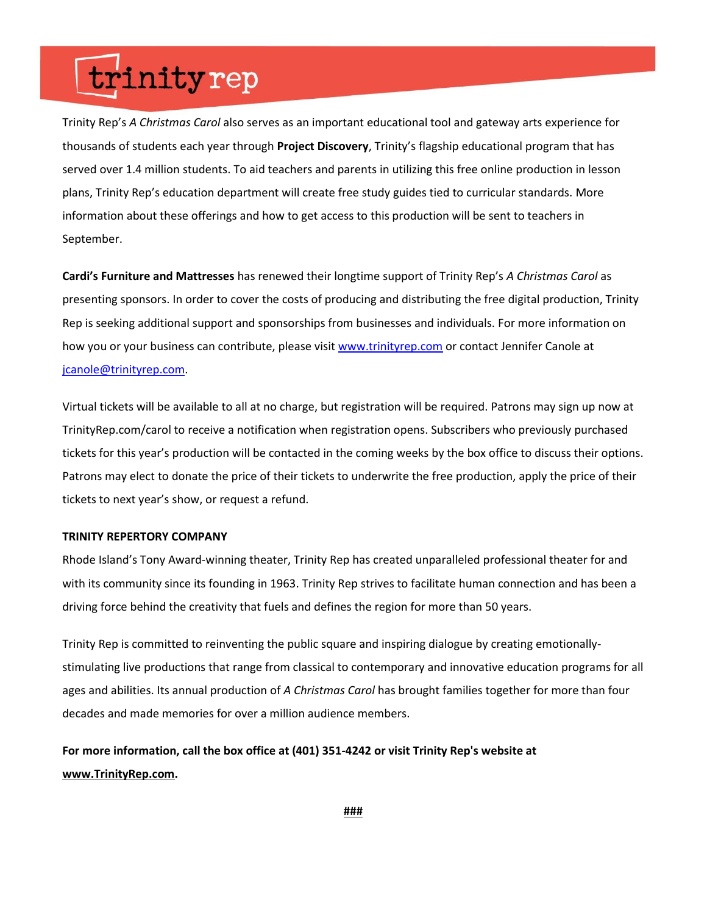Trinity Rep's *A Christmas Carol* also serves as an important educational tool and gateway arts experience for thousands of students each year through **Project Discovery**, Trinity's flagship educational program that has served over 1.4 million students. To aid teachers and parents in utilizing this free online production in lesson plans, Trinity Rep's education department will create free study guides tied to curricular standards. More information about these offerings and how to get access to this production will be sent to teachers in September.

**Cardi's Furniture and Mattresses** has renewed their longtime support of Trinity Rep's *A Christmas Carol* as presenting sponsors. In order to cover the costs of producing and distributing the free digital production, Trinity Rep is seeking additional support and sponsorships from businesses and individuals. For more information on how you or your business can contribute, please visit [www.trinityrep.com](http://www.trinityrep.com) or contact Jennifer Canole at [jcanole@trinityrep.com](mailto:jcanole@trinityrep.com).

Virtual tickets will be available to all at no charge, but registration will be required. Patrons may sign up now at TrinityRep.com/carol to receive a notification when registration opens. Subscribers who previously purchased tickets for this year's production will be contacted in the coming weeks by the box office to discuss their options. Patrons may elect to donate the price of their tickets to underwrite the free production, apply the price of their tickets to next year's show, or request a refund.

**TRINITY REPERTORY COMPANY**

Rhode Island's Tony Award-winning theater, Trinity Rep has created unparalleled professional theater for and with its community since its founding in 1963. Trinity Rep strives to facilitate human connection and has been a driving force behind the creativity that fuels and defines the region for more than 50 years.

Trinity Rep is committed to reinventing the public square and inspiring dialogue by creating emotionally-stimulating live productions that range from classical to contemporary and innovative education programs for all ages and abilities. Its annual production of *A Christmas Carol* has brought families together for more than four decades and made memories for over a million audience members.

**For more information, call the box office at (401) 351-4242 or visit Trinity Rep's website at [www.TrinityRep.com](http://www.TrinityRep.com).**

###